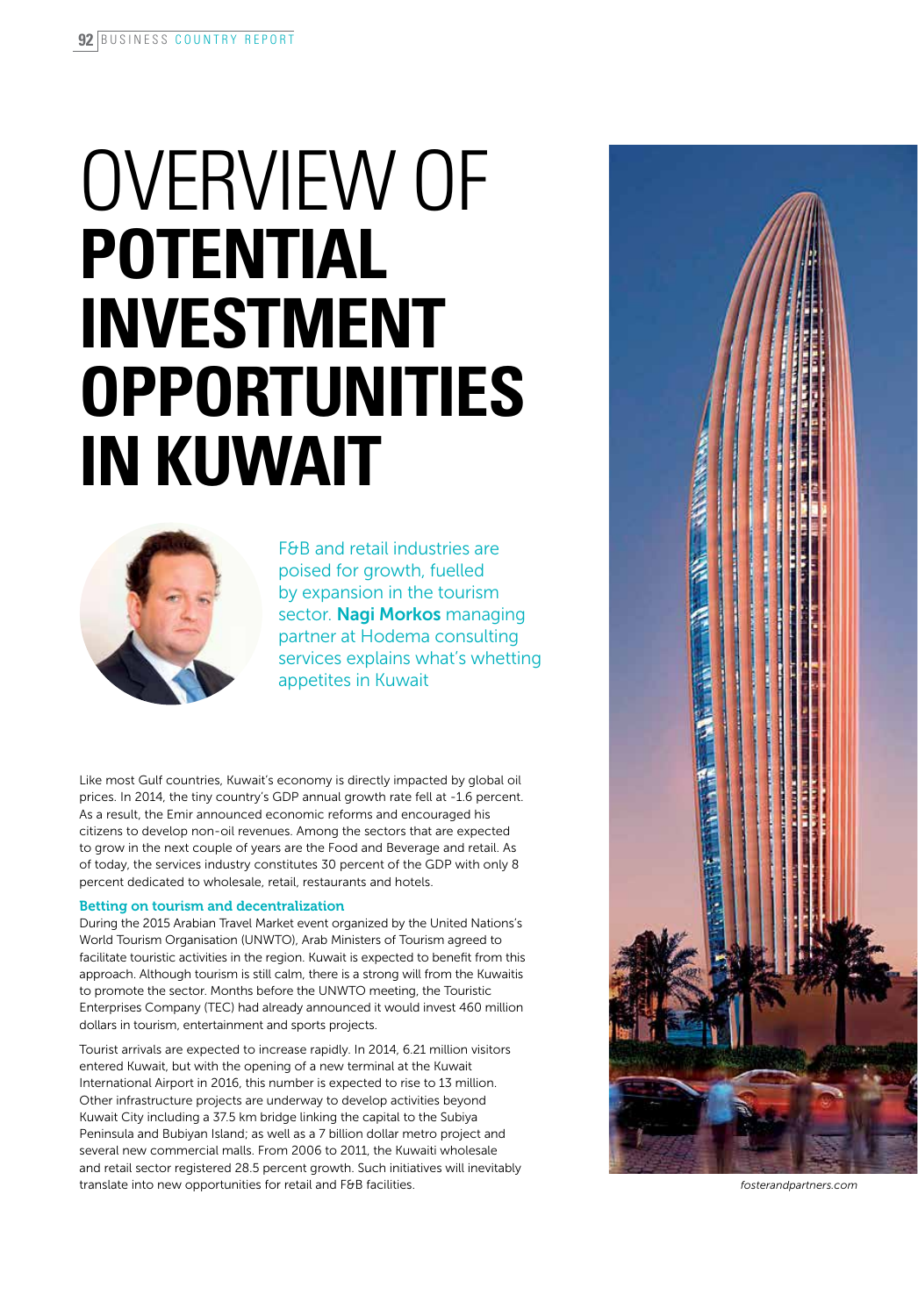# OVERVIEW OF **POTENTIAL INVESTMENT OPPORTUNITIES IN KUWAIT**

F&B and retail industries are poised for growth, fuelled by expansion in the tourism sector. **Nagi Morkos** managing partner at Hodema consulting services explains what's whetting appetites in Kuwait

Like most Gulf countries, Kuwait's economy is directly impacted by global oil prices. In 2014, the tiny country's GDP annual growth rate fell at -1.6 percent. As a result, the Emir announced economic reforms and encouraged his citizens to develop non-oil revenues. Among the sectors that are expected to grow in the next couple of years are the Food and Beverage and retail. As of today, the services industry constitutes 30 percent of the GDP with only 8 percent dedicated to wholesale, retail, restaurants and hotels.

### Betting on tourism and decentralization

During the 2015 Arabian Travel Market event organized by the United Nations's World Tourism Organisation (UNWTO), Arab Ministers of Tourism agreed to facilitate touristic activities in the region. Kuwait is expected to benefit from this approach. Although tourism is still calm, there is a strong will from the Kuwaitis to promote the sector. Months before the UNWTO meeting, the Touristic Enterprises Company (TEC) had already announced it would invest 460 million dollars in tourism, entertainment and sports projects.

Tourist arrivals are expected to increase rapidly. In 2014, 6.21 million visitors entered Kuwait, but with the opening of a new terminal at the Kuwait International Airport in 2016, this number is expected to rise to 13 million. Other infrastructure projects are underway to develop activities beyond Kuwait City including a 37.5 km bridge linking the capital to the Subiya Peninsula and Bubiyan Island; as well as a 7 billion dollar metro project and several new commercial malls. From 2006 to 2011, the Kuwaiti wholesale and retail sector registered 28.5 percent growth. Such initiatives will inevitably translate into new opportunities for retail and F&B facilities.

*fosterandpartners.com*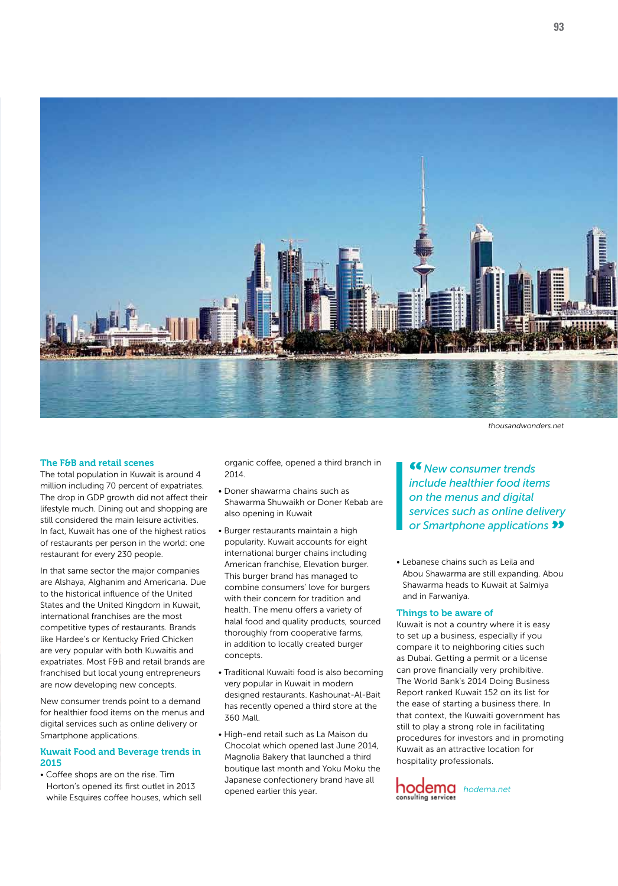thousandwonders.net

## The F&B and retail scenes

The total population in Kuwait is around 4 million including 70 percent of expatriates. The drop in GDP growth did not affect their lifestyle much. Dining out and shopping are still considered the main leisure activities. In fact, Kuwait has one of the highest ratios of restaurants per person in the world: one restaurant for every 230 people.

In that same sector the major companies are Alshaya, Alghanim and Americana. Due to the historical influence of the United States and the United Kingdom in Kuwait, international franchises are the most competitive types of restaurants. Brands like Hardee's or Kentucky Fried Chicken are very popular with both Kuwaitis and expatriates. Most F&B and retail brands are franchised but local young entrepreneurs are now developing new concepts.

New consumer trends point to a demand for healthier food items on the menus and digital services such as online delivery or Smartphone applications.

## Kuwait Food and Beverage trends in 2015

- Coffee shops are on the rise. Tim Horton's opened its first outlet in 2013 while Esquires coffee houses, which sell organic coffee, opened a third branch in 2014.
- Doner shawarma chains such as Shawarma Shuwaikh or Doner Kebab are also opening in Kuwait
- Burger restaurants maintain a high popularity. Kuwait accounts for eight international burger chains including American franchise, Elevation burger. This burger brand has managed to combine consumers' love for burgers with their concern for tradition and health. The menu offers a variety of halal food and quality products, sourced thoroughly from cooperative farms, in addition to locally created burger concepts.
- Traditional Kuwaiti food is also becoming very popular in Kuwait in modern designed restaurants. Kashounat-Al-Bait has recently opened a third store at the 360 Mall.
- High-end retail such as La Maison du Chocolat which opened last June 2014, Magnolia Bakery that launched a third boutique last month and Yoku Moku the Japanese confectionery brand have all opened earlier this year.

> *"New consumer trends include healthier food items on the menus and digital services such as online delivery or Smartphone applications"*

- Lebanese chains such as Leila and Abou Shawarma are still expanding. Abou Shawarma heads to Kuwait at Salmiya and in Farwaniya.

## Things to be aware of

Kuwait is not a country where it is easy to set up a business, especially if you compare it to neighboring cities such as Dubai. Getting a permit or a license can prove financially very prohibitive. The World Bank's 2014 Doing Business Report ranked Kuwait 152 on its list for the ease of starting a business there. In that context, the Kuwaiti government has still to play a strong role in facilitating procedures for investors and in promoting Kuwait as an attractive location for hospitality professionals.

hodema consulting services *hodema.net*